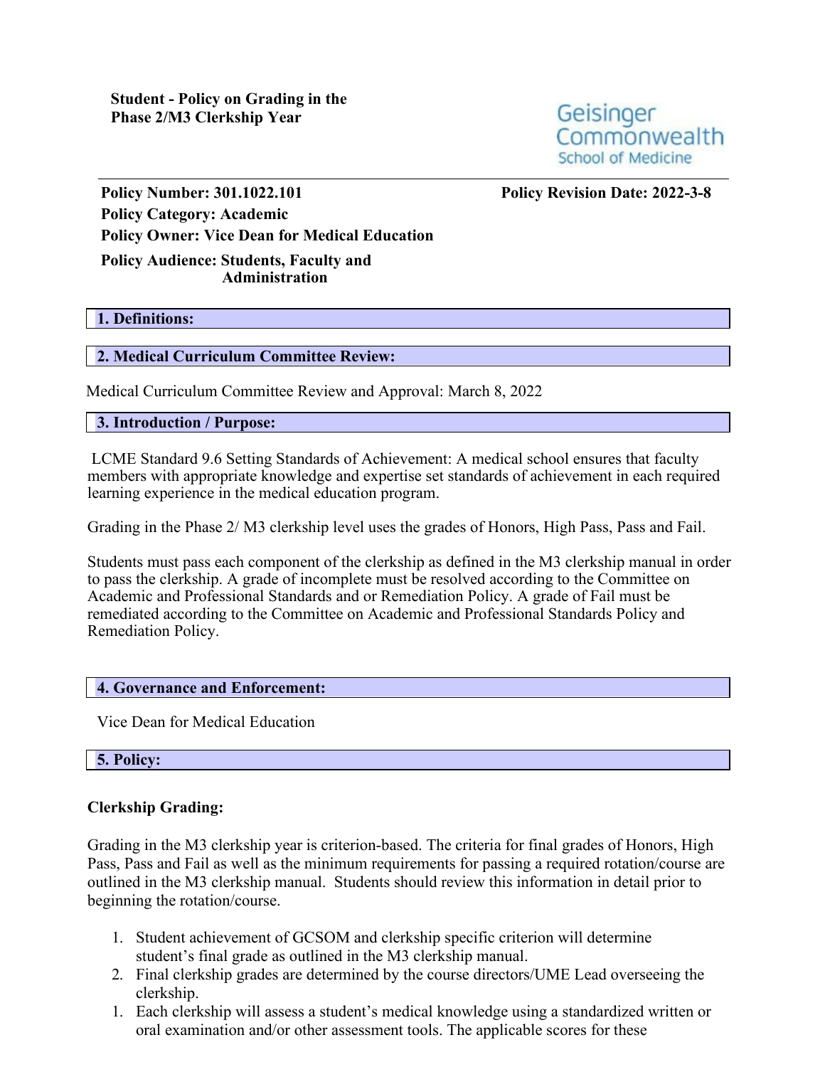**Student - Policy on Grading in the Phase 2/M3 Clerkship Year**

Geisinger Commonwealth School of Medicine

**Policy Number: 301.1022.101**

**Policy Revision Date: 2022-3-8**

**Policy Category: Academic**

**Policy Owner: Vice Dean for Medical Education**

**Policy Audience: Students, Faculty and Administration**

## 1. Definitions:

## 2. Medical Curriculum Committee Review:

Medical Curriculum Committee Review and Approval: March 8, 2022

## 3. Introduction / Purpose:

LCME Standard 9.6 Setting Standards of Achievement: A medical school ensures that faculty members with appropriate knowledge and expertise set standards of achievement in each required learning experience in the medical education program.

Grading in the Phase 2/ M3 clerkship level uses the grades of Honors, High Pass, Pass and Fail.

Students must pass each component of the clerkship as defined in the M3 clerkship manual in order to pass the clerkship. A grade of incomplete must be resolved according to the Committee on Academic and Professional Standards and or Remediation Policy. A grade of Fail must be remediated according to the Committee on Academic and Professional Standards Policy and Remediation Policy.

## 4. Governance and Enforcement:

Vice Dean for Medical Education

## 5. Policy:

**Clerkship Grading:**

Grading in the M3 clerkship year is criterion-based. The criteria for final grades of Honors, High Pass, Pass and Fail as well as the minimum requirements for passing a required rotation/course are outlined in the M3 clerkship manual. Students should review this information in detail prior to beginning the rotation/course.

1. Student achievement of GCSOM and clerkship specific criterion will determine student's final grade as outlined in the M3 clerkship manual.
2. Final clerkship grades are determined by the course directors/UME Lead overseeing the clerkship.
1. Each clerkship will assess a student's medical knowledge using a standardized written or oral examination and/or other assessment tools. The applicable scores for these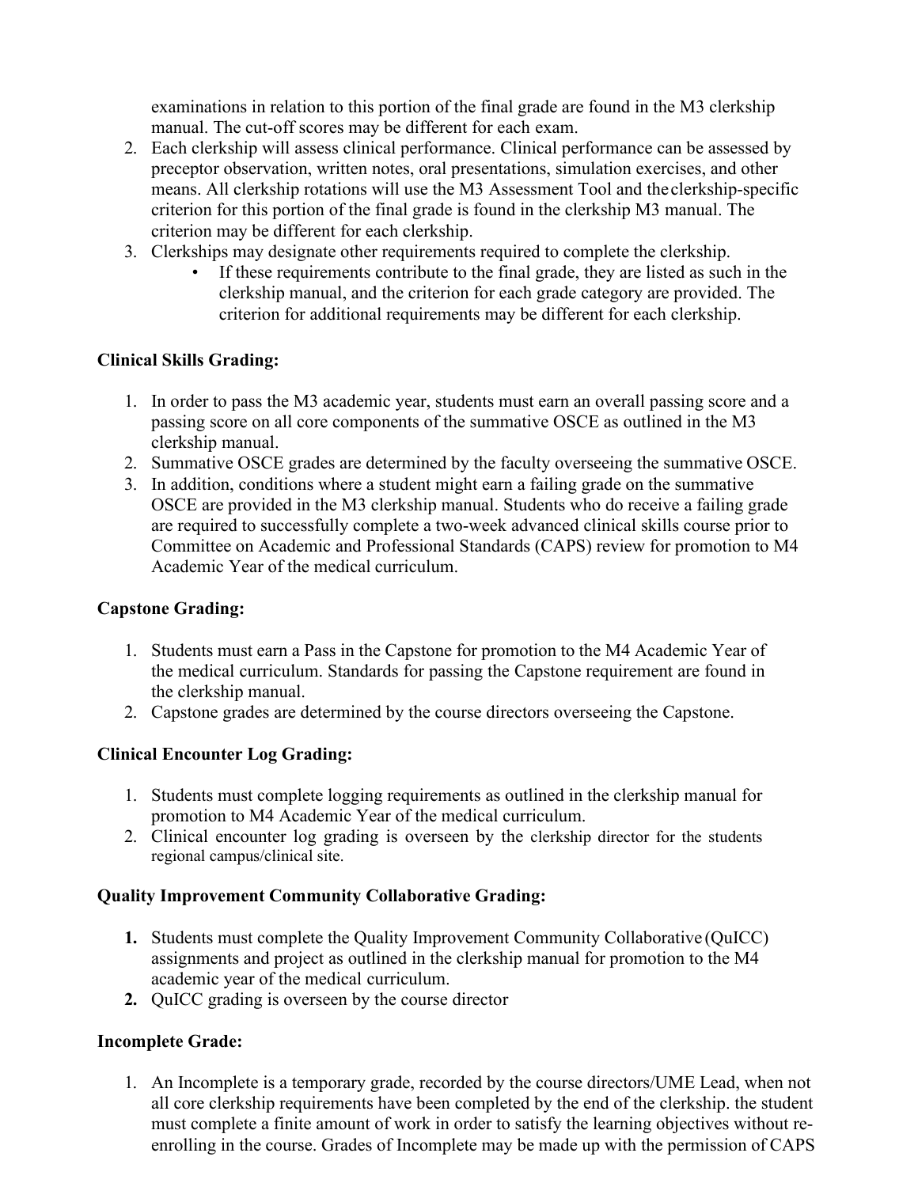examinations in relation to this portion of the final grade are found in the M3 clerkship manual. The cut-off scores may be different for each exam.

2. Each clerkship will assess clinical performance. Clinical performance can be assessed by preceptor observation, written notes, oral presentations, simulation exercises, and other means. All clerkship rotations will use the M3 Assessment Tool and the clerkship-specific criterion for this portion of the final grade is found in the clerkship M3 manual. The criterion may be different for each clerkship.
3. Clerkships may designate other requirements required to complete the clerkship.
   - If these requirements contribute to the final grade, they are listed as such in the clerkship manual, and the criterion for each grade category are provided. The criterion for additional requirements may be different for each clerkship.

**Clinical Skills Grading:**

1. In order to pass the M3 academic year, students must earn an overall passing score and a passing score on all core components of the summative OSCE as outlined in the M3 clerkship manual.
2. Summative OSCE grades are determined by the faculty overseeing the summative OSCE.
3. In addition, conditions where a student might earn a failing grade on the summative OSCE are provided in the M3 clerkship manual. Students who do receive a failing grade are required to successfully complete a two-week advanced clinical skills course prior to Committee on Academic and Professional Standards (CAPS) review for promotion to M4 Academic Year of the medical curriculum.

**Capstone Grading:**

1. Students must earn a Pass in the Capstone for promotion to the M4 Academic Year of the medical curriculum. Standards for passing the Capstone requirement are found in the clerkship manual.
2. Capstone grades are determined by the course directors overseeing the Capstone.

**Clinical Encounter Log Grading:**

1. Students must complete logging requirements as outlined in the clerkship manual for promotion to M4 Academic Year of the medical curriculum.
2. Clinical encounter log grading is overseen by the clerkship director for the students regional campus/clinical site.

**Quality Improvement Community Collaborative Grading:**

1. Students must complete the Quality Improvement Community Collaborative (QuICC) assignments and project as outlined in the clerkship manual for promotion to the M4 academic year of the medical curriculum.
2. QuICC grading is overseen by the course director

**Incomplete Grade:**

1. An Incomplete is a temporary grade, recorded by the course directors/UME Lead, when not all core clerkship requirements have been completed by the end of the clerkship. the student must complete a finite amount of work in order to satisfy the learning objectives without re-enrolling in the course. Grades of Incomplete may be made up with the permission of CAPS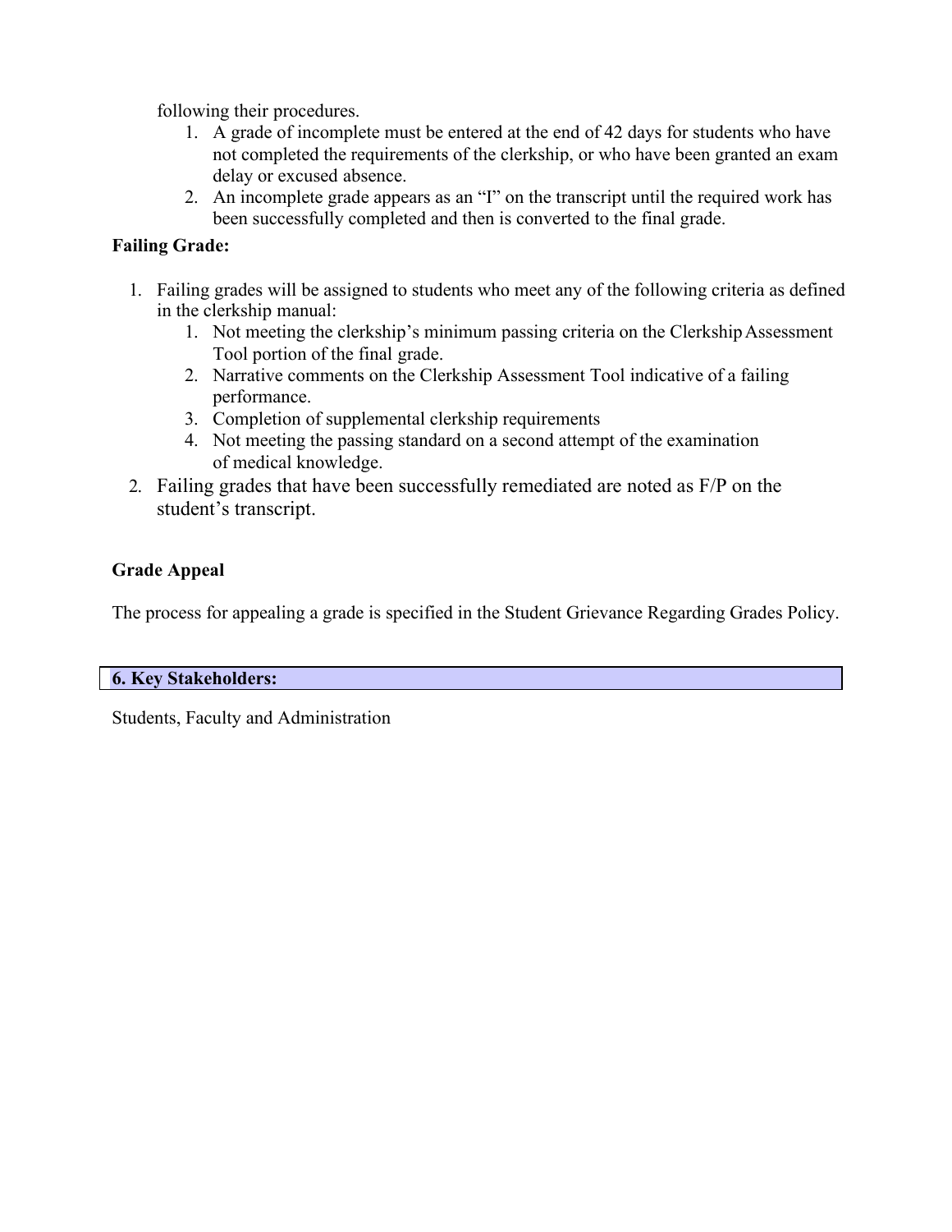following their procedures.

1. A grade of incomplete must be entered at the end of 42 days for students who have not completed the requirements of the clerkship, or who have been granted an exam delay or excused absence.
2. An incomplete grade appears as an "I" on the transcript until the required work has been successfully completed and then is converted to the final grade.

**Failing Grade:**

1. Failing grades will be assigned to students who meet any of the following criteria as defined in the clerkship manual:
   1. Not meeting the clerkship's minimum passing criteria on the Clerkship Assessment Tool portion of the final grade.
   2. Narrative comments on the Clerkship Assessment Tool indicative of a failing performance.
   3. Completion of supplemental clerkship requirements
   4. Not meeting the passing standard on a second attempt of the examination of medical knowledge.
2. Failing grades that have been successfully remediated are noted as F/P on the student's transcript.

**Grade Appeal**

The process for appealing a grade is specified in the Student Grievance Regarding Grades Policy.

## 6. Key Stakeholders:

Students, Faculty and Administration